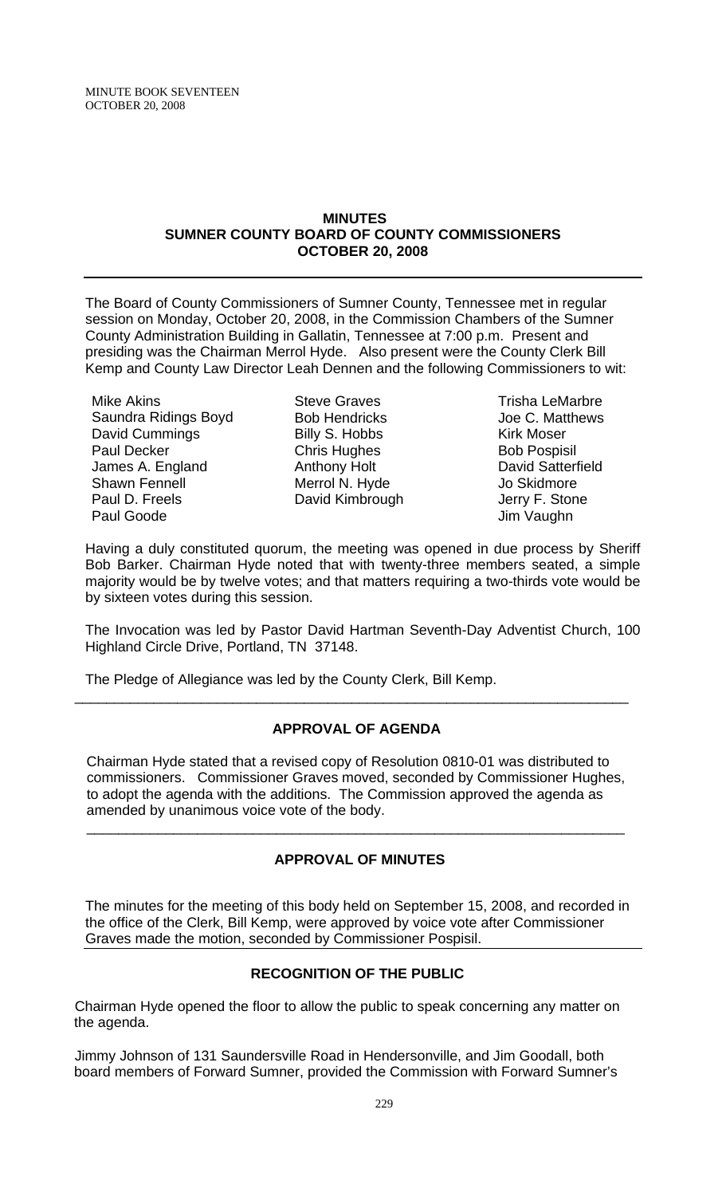## MINUTES
## SUMNER COUNTY BOARD OF COUNTY COMMISSIONERS
## OCTOBER 20, 2008

The Board of County Commissioners of Sumner County, Tennessee met in regular session on Monday, October 20, 2008, in the Commission Chambers of the Sumner County Administration Building in Gallatin, Tennessee at 7:00 p.m. Present and presiding was the Chairman Merrol Hyde. Also present were the County Clerk Bill Kemp and County Law Director Leah Dennen and the following Commissioners to wit:

Mike Akins
Saundra Ridings Boyd
David Cummings
Paul Decker
James A. England
Shawn Fennell
Paul D. Freels
Paul Goode
Steve Graves
Bob Hendricks
Billy S. Hobbs
Chris Hughes
Anthony Holt
Merrol N. Hyde
David Kimbrough
Trisha LeMarbre
Joe C. Matthews
Kirk Moser
Bob Pospisil
David Satterfield
Jo Skidmore
Jerry F. Stone
Jim Vaughn

Having a duly constituted quorum, the meeting was opened in due process by Sheriff Bob Barker. Chairman Hyde noted that with twenty-three members seated, a simple majority would be by twelve votes; and that matters requiring a two-thirds vote would be by sixteen votes during this session.

The Invocation was led by Pastor David Hartman Seventh-Day Adventist Church, 100 Highland Circle Drive, Portland, TN 37148.

The Pledge of Allegiance was led by the County Clerk, Bill Kemp.

---

### APPROVAL OF AGENDA

Chairman Hyde stated that a revised copy of Resolution 0810-01 was distributed to commissioners. Commissioner Graves moved, seconded by Commissioner Hughes, to adopt the agenda with the additions. The Commission approved the agenda as amended by unanimous voice vote of the body.

---

### APPROVAL OF MINUTES

The minutes for the meeting of this body held on September 15, 2008, and recorded in the office of the Clerk, Bill Kemp, were approved by voice vote after Commissioner Graves made the motion, seconded by Commissioner Pospisil.

---

### RECOGNITION OF THE PUBLIC

Chairman Hyde opened the floor to allow the public to speak concerning any matter on the agenda.

Jimmy Johnson of 131 Saundersville Road in Hendersonville, and Jim Goodall, both board members of Forward Sumner, provided the Commission with Forward Sumner's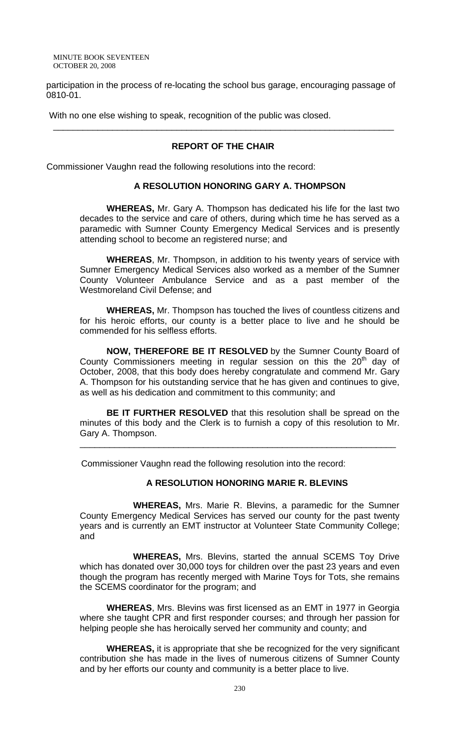participation in the process of re-locating the school bus garage, encouraging passage of 0810-01.

With no one else wishing to speak, recognition of the public was closed.

---

**REPORT OF THE CHAIR**

Commissioner Vaughn read the following resolutions into the record:

**A RESOLUTION HONORING GARY A. THOMPSON**

**WHEREAS,** Mr. Gary A. Thompson has dedicated his life for the last two decades to the service and care of others, during which time he has served as a paramedic with Sumner County Emergency Medical Services and is presently attending school to become an registered nurse; and

**WHEREAS**, Mr. Thompson, in addition to his twenty years of service with Sumner Emergency Medical Services also worked as a member of the Sumner County Volunteer Ambulance Service and as a past member of the Westmoreland Civil Defense; and

**WHEREAS,** Mr. Thompson has touched the lives of countless citizens and for his heroic efforts, our county is a better place to live and he should be commended for his selfless efforts.

**NOW, THEREFORE BE IT RESOLVED** by the Sumner County Board of County Commissioners meeting in regular session on this the 20th day of October, 2008, that this body does hereby congratulate and commend Mr. Gary A. Thompson for his outstanding service that he has given and continues to give, as well as his dedication and commitment to this community; and

**BE IT FURTHER RESOLVED** that this resolution shall be spread on the minutes of this body and the Clerk is to furnish a copy of this resolution to Mr. Gary A. Thompson.

---

Commissioner Vaughn read the following resolution into the record:

**A RESOLUTION HONORING MARIE R. BLEVINS**

**WHEREAS,** Mrs. Marie R. Blevins, a paramedic for the Sumner County Emergency Medical Services has served our county for the past twenty years and is currently an EMT instructor at Volunteer State Community College; and

**WHEREAS,** Mrs. Blevins, started the annual SCEMS Toy Drive which has donated over 30,000 toys for children over the past 23 years and even though the program has recently merged with Marine Toys for Tots, she remains the SCEMS coordinator for the program; and

**WHEREAS**, Mrs. Blevins was first licensed as an EMT in 1977 in Georgia where she taught CPR and first responder courses; and through her passion for helping people she has heroically served her community and county; and

**WHEREAS,** it is appropriate that she be recognized for the very significant contribution she has made in the lives of numerous citizens of Sumner County and by her efforts our county and community is a better place to live.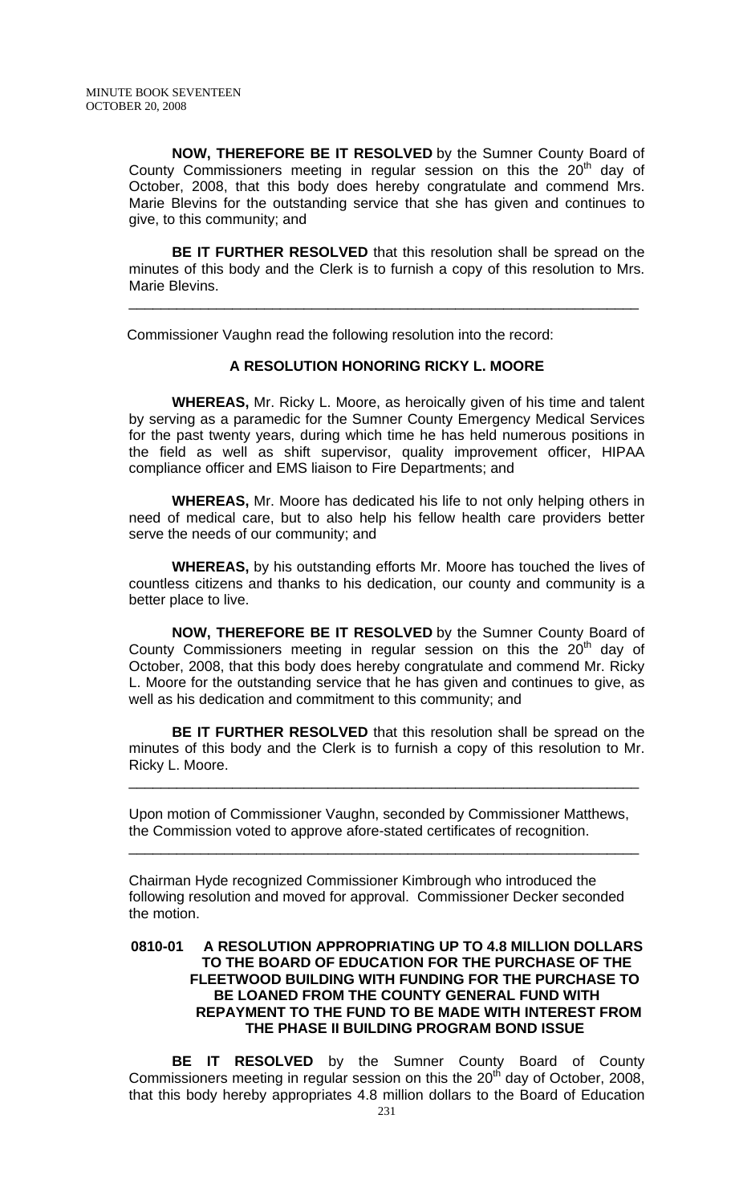**NOW, THEREFORE BE IT RESOLVED** by the Sumner County Board of County Commissioners meeting in regular session on this the 20th day of October, 2008, that this body does hereby congratulate and commend Mrs. Marie Blevins for the outstanding service that she has given and continues to give, to this community; and

**BE IT FURTHER RESOLVED** that this resolution shall be spread on the minutes of this body and the Clerk is to furnish a copy of this resolution to Mrs. Marie Blevins.

---

Commissioner Vaughn read the following resolution into the record:

**A RESOLUTION HONORING RICKY L. MOORE**

**WHEREAS,** Mr. Ricky L. Moore, as heroically given of his time and talent by serving as a paramedic for the Sumner County Emergency Medical Services for the past twenty years, during which time he has held numerous positions in the field as well as shift supervisor, quality improvement officer, HIPAA compliance officer and EMS liaison to Fire Departments; and

**WHEREAS,** Mr. Moore has dedicated his life to not only helping others in need of medical care, but to also help his fellow health care providers better serve the needs of our community; and

**WHEREAS,** by his outstanding efforts Mr. Moore has touched the lives of countless citizens and thanks to his dedication, our county and community is a better place to live.

**NOW, THEREFORE BE IT RESOLVED** by the Sumner County Board of County Commissioners meeting in regular session on this the 20th day of October, 2008, that this body does hereby congratulate and commend Mr. Ricky L. Moore for the outstanding service that he has given and continues to give, as well as his dedication and commitment to this community; and

**BE IT FURTHER RESOLVED** that this resolution shall be spread on the minutes of this body and the Clerk is to furnish a copy of this resolution to Mr. Ricky L. Moore.

---

Upon motion of Commissioner Vaughn, seconded by Commissioner Matthews, the Commission voted to approve afore-stated certificates of recognition.

---

Chairman Hyde recognized Commissioner Kimbrough who introduced the following resolution and moved for approval. Commissioner Decker seconded the motion.

**0810-01 A RESOLUTION APPROPRIATING UP TO 4.8 MILLION DOLLARS TO THE BOARD OF EDUCATION FOR THE PURCHASE OF THE FLEETWOOD BUILDING WITH FUNDING FOR THE PURCHASE TO BE LOANED FROM THE COUNTY GENERAL FUND WITH REPAYMENT TO THE FUND TO BE MADE WITH INTEREST FROM THE PHASE II BUILDING PROGRAM BOND ISSUE**

**BE IT RESOLVED** by the Sumner County Board of County Commissioners meeting in regular session on this the 20th day of October, 2008, that this body hereby appropriates 4.8 million dollars to the Board of Education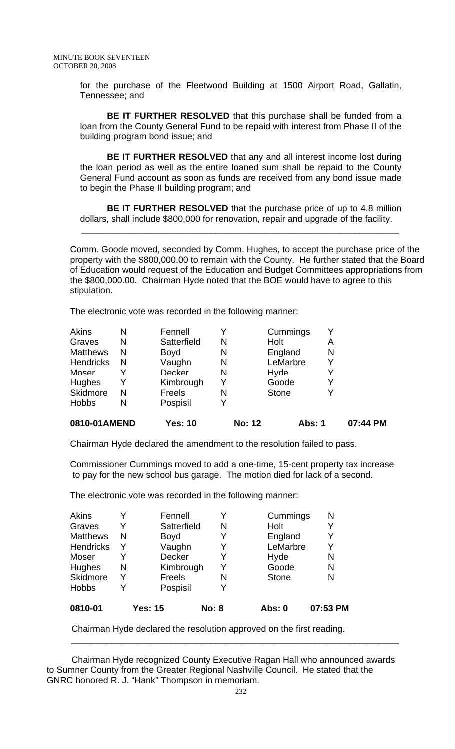for the purchase of the Fleetwood Building at 1500 Airport Road, Gallatin, Tennessee; and

**BE IT FURTHER RESOLVED** that this purchase shall be funded from a loan from the County General Fund to be repaid with interest from Phase II of the building program bond issue; and

**BE IT FURTHER RESOLVED** that any and all interest income lost during the loan period as well as the entire loaned sum shall be repaid to the County General Fund account as soon as funds are received from any bond issue made to begin the Phase II building program; and

**BE IT FURTHER RESOLVED** that the purchase price of up to 4.8 million dollars, shall include $800,000 for renovation, repair and upgrade of the facility.

---

Comm. Goode moved, seconded by Comm. Hughes, to accept the purchase price of the property with the $800,000.00 to remain with the County. He further stated that the Board of Education would request of the Education and Budget Committees appropriations from the $800,000.00. Chairman Hyde noted that the BOE would have to agree to this stipulation.

The electronic vote was recorded in the following manner:

| | | | | | |
|---|---|---|---|---|---|
| Akins | N | Fennell | Y | Cummings | Y |
| Graves | N | Satterfield | N | Holt | A |
| Matthews | N | Boyd | N | England | N |
| Hendricks | N | Vaughn | N | LeMarbre | Y |
| Moser | Y | Decker | N | Hyde | Y |
| Hughes | Y | Kimbrough | Y | Goode | Y |
| Skidmore | N | Freels | N | Stone | Y |
| Hobbs | N | Pospisil | Y | | |

**0810-01AMEND Yes: 10 No: 12 Abs: 1 07:44 PM**

Chairman Hyde declared the amendment to the resolution failed to pass.

Commissioner Cummings moved to add a one-time, 15-cent property tax increase to pay for the new school bus garage. The motion died for lack of a second.

The electronic vote was recorded in the following manner:

| | | | | | |
|---|---|---|---|---|---|
| Akins | Y | Fennell | Y | Cummings | N |
| Graves | Y | Satterfield | N | Holt | Y |
| Matthews | N | Boyd | Y | England | Y |
| Hendricks | Y | Vaughn | Y | LeMarbre | Y |
| Moser | Y | Decker | Y | Hyde | N |
| Hughes | N | Kimbrough | Y | Goode | N |
| Skidmore | Y | Freels | N | Stone | N |
| Hobbs | Y | Pospisil | Y | | |

**0810-01 Yes: 15 No: 8 Abs: 0 07:53 PM**

Chairman Hyde declared the resolution approved on the first reading.

---

Chairman Hyde recognized County Executive Ragan Hall who announced awards to Sumner County from the Greater Regional Nashville Council. He stated that the GNRC honored R. J. "Hank" Thompson in memoriam.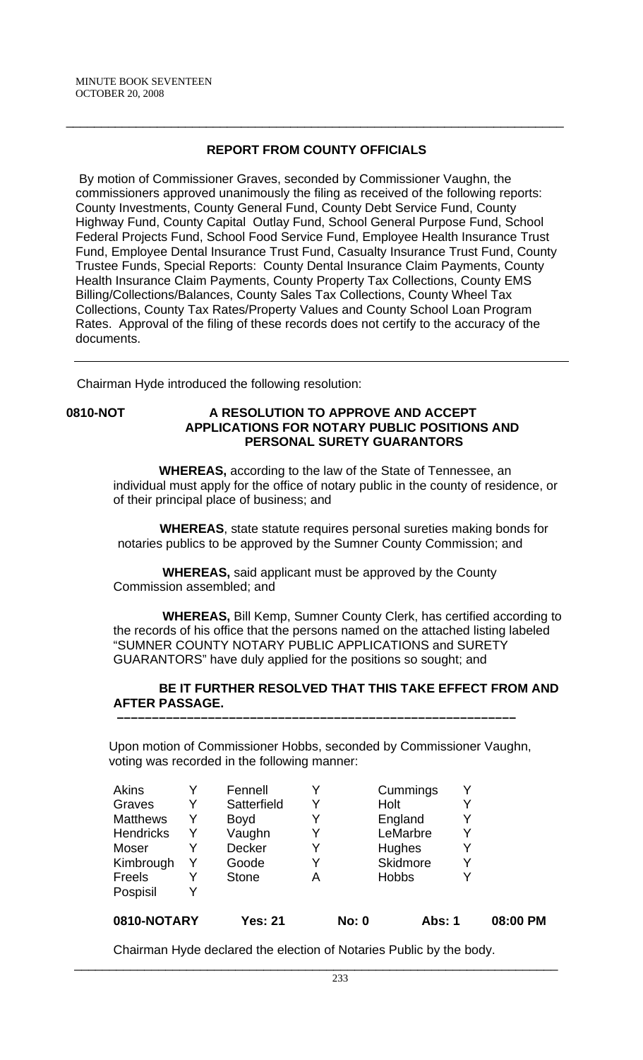## REPORT FROM COUNTY OFFICIALS

By motion of Commissioner Graves, seconded by Commissioner Vaughn, the commissioners approved unanimously the filing as received of the following reports: County Investments, County General Fund, County Debt Service Fund, County Highway Fund, County Capital Outlay Fund, School General Purpose Fund, School Federal Projects Fund, School Food Service Fund, Employee Health Insurance Trust Fund, Employee Dental Insurance Trust Fund, Casualty Insurance Trust Fund, County Trustee Funds, Special Reports: County Dental Insurance Claim Payments, County Health Insurance Claim Payments, County Property Tax Collections, County EMS Billing/Collections/Balances, County Sales Tax Collections, County Wheel Tax Collections, County Tax Rates/Property Values and County School Loan Program Rates. Approval of the filing of these records does not certify to the accuracy of the documents.

---

Chairman Hyde introduced the following resolution:

**0810-NOT** **A RESOLUTION TO APPROVE AND ACCEPT APPLICATIONS FOR NOTARY PUBLIC POSITIONS AND PERSONAL SURETY GUARANTORS**

**WHEREAS,** according to the law of the State of Tennessee, an individual must apply for the office of notary public in the county of residence, or of their principal place of business; and

**WHEREAS**, state statute requires personal sureties making bonds for notaries publics to be approved by the Sumner County Commission; and

**WHEREAS,** said applicant must be approved by the County Commission assembled; and

**WHEREAS,** Bill Kemp, Sumner County Clerk, has certified according to the records of his office that the persons named on the attached listing labeled "SUMNER COUNTY NOTARY PUBLIC APPLICATIONS and SURETY GUARANTORS" have duly applied for the positions so sought; and

**BE IT FURTHER RESOLVED THAT THIS TAKE EFFECT FROM AND AFTER PASSAGE.**

---

Upon motion of Commissioner Hobbs, seconded by Commissioner Vaughn, voting was recorded in the following manner:

| | | | | | |
|---|---|---|---|---|---|
| Akins | Y | Fennell | Y | Cummings | Y |
| Graves | Y | Satterfield | Y | Holt | Y |
| Matthews | Y | Boyd | Y | England | Y |
| Hendricks | Y | Vaughn | Y | LeMarbre | Y |
| Moser | Y | Decker | Y | Hughes | Y |
| Kimbrough | Y | Goode | Y | Skidmore | Y |
| Freels | Y | Stone | A | Hobbs | Y |
| Pospisil | Y | | | | |

**0810-NOTARY Yes: 21 No: 0 Abs: 1 08:00 PM**

Chairman Hyde declared the election of Notaries Public by the body.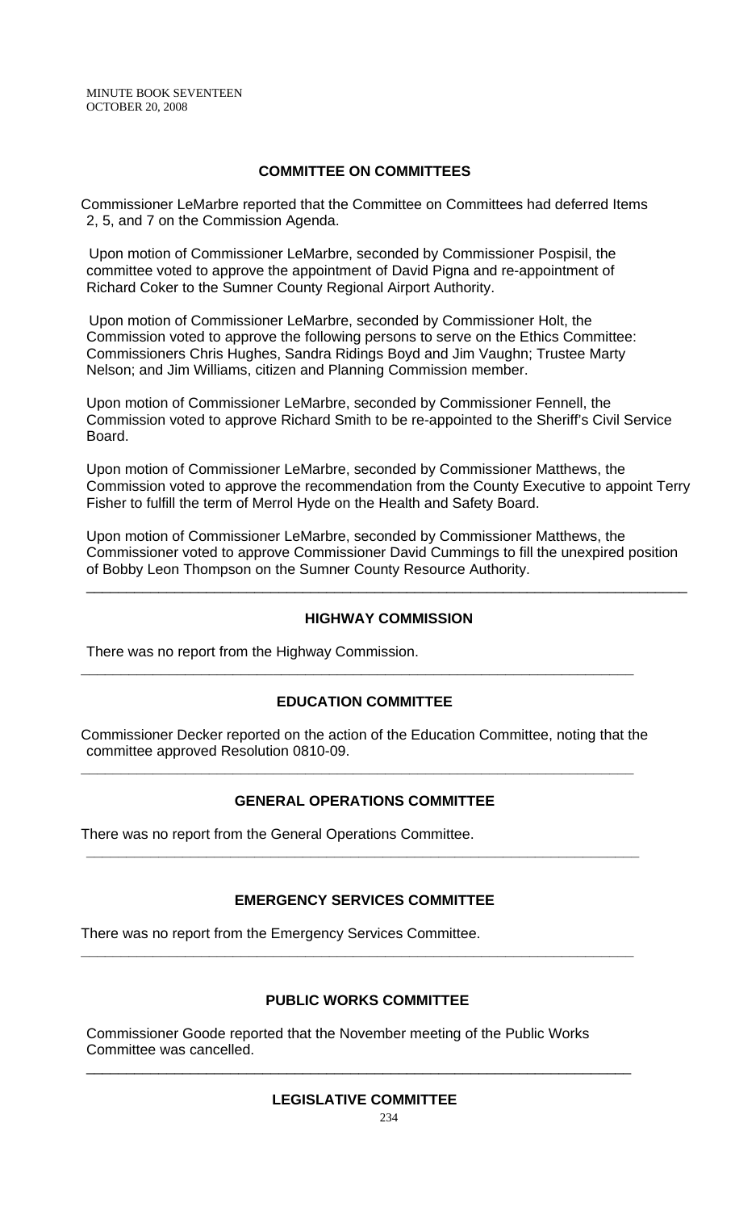## COMMITTEE ON COMMITTEES

Commissioner LeMarbre reported that the Committee on Committees had deferred Items 2, 5, and 7 on the Commission Agenda.

Upon motion of Commissioner LeMarbre, seconded by Commissioner Pospisil, the committee voted to approve the appointment of David Pigna and re-appointment of Richard Coker to the Sumner County Regional Airport Authority.

Upon motion of Commissioner LeMarbre, seconded by Commissioner Holt, the Commission voted to approve the following persons to serve on the Ethics Committee: Commissioners Chris Hughes, Sandra Ridings Boyd and Jim Vaughn; Trustee Marty Nelson; and Jim Williams, citizen and Planning Commission member.

Upon motion of Commissioner LeMarbre, seconded by Commissioner Fennell, the Commission voted to approve Richard Smith to be re-appointed to the Sheriff's Civil Service Board.

Upon motion of Commissioner LeMarbre, seconded by Commissioner Matthews, the Commission voted to approve the recommendation from the County Executive to appoint Terry Fisher to fulfill the term of Merrol Hyde on the Health and Safety Board.

Upon motion of Commissioner LeMarbre, seconded by Commissioner Matthews, the Commissioner voted to approve Commissioner David Cummings to fill the unexpired position of Bobby Leon Thompson on the Sumner County Resource Authority.

---

## HIGHWAY COMMISSION

There was no report from the Highway Commission.

---

## EDUCATION COMMITTEE

Commissioner Decker reported on the action of the Education Committee, noting that the committee approved Resolution 0810-09.

---

## GENERAL OPERATIONS COMMITTEE

There was no report from the General Operations Committee.

---

## EMERGENCY SERVICES COMMITTEE

There was no report from the Emergency Services Committee.

---

## PUBLIC WORKS COMMITTEE

Commissioner Goode reported that the November meeting of the Public Works Committee was cancelled.

---

## LEGISLATIVE COMMITTEE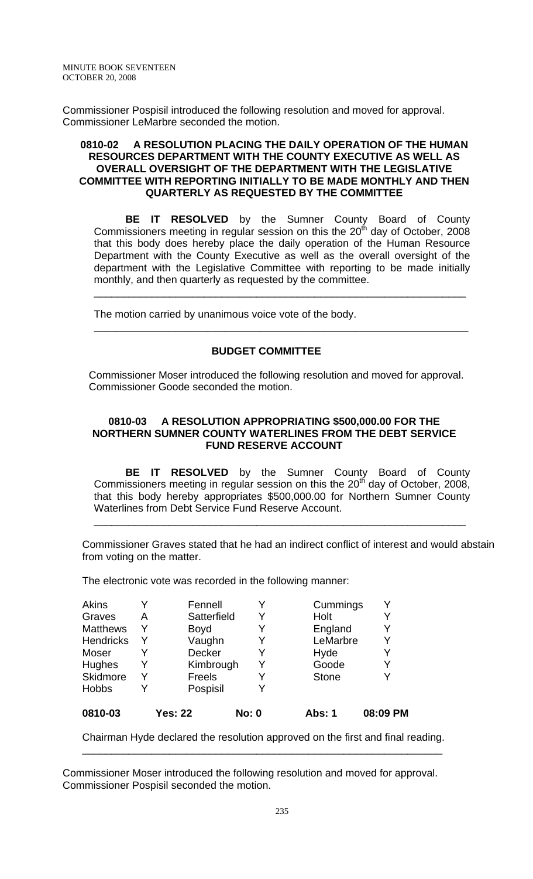Commissioner Pospisil introduced the following resolution and moved for approval. Commissioner LeMarbre seconded the motion.

**0810-02 A RESOLUTION PLACING THE DAILY OPERATION OF THE HUMAN RESOURCES DEPARTMENT WITH THE COUNTY EXECUTIVE AS WELL AS OVERALL OVERSIGHT OF THE DEPARTMENT WITH THE LEGISLATIVE COMMITTEE WITH REPORTING INITIALLY TO BE MADE MONTHLY AND THEN QUARTERLY AS REQUESTED BY THE COMMITTEE**

**BE IT RESOLVED** by the Sumner County Board of County Commissioners meeting in regular session on this the 20th day of October, 2008 that this body does hereby place the daily operation of the Human Resource Department with the County Executive as well as the overall oversight of the department with the Legislative Committee with reporting to be made initially monthly, and then quarterly as requested by the committee.

---

The motion carried by unanimous voice vote of the body.

---

## BUDGET COMMITTEE

Commissioner Moser introduced the following resolution and moved for approval. Commissioner Goode seconded the motion.

**0810-03 A RESOLUTION APPROPRIATING $500,000.00 FOR THE NORTHERN SUMNER COUNTY WATERLINES FROM THE DEBT SERVICE FUND RESERVE ACCOUNT**

**BE IT RESOLVED** by the Sumner County Board of County Commissioners meeting in regular session on this the 20th day of October, 2008, that this body hereby appropriates $500,000.00 for Northern Sumner County Waterlines from Debt Service Fund Reserve Account.

---

Commissioner Graves stated that he had an indirect conflict of interest and would abstain from voting on the matter.

The electronic vote was recorded in the following manner:

| | | | | | |
|---|---|---|---|---|---|
| Akins | Y | Fennell | Y | Cummings | Y |
| Graves | A | Satterfield | Y | Holt | Y |
| Matthews | Y | Boyd | Y | England | Y |
| Hendricks | Y | Vaughn | Y | LeMarbre | Y |
| Moser | Y | Decker | Y | Hyde | Y |
| Hughes | Y | Kimbrough | Y | Goode | Y |
| Skidmore | Y | Freels | Y | Stone | Y |
| Hobbs | Y | Pospisil | Y | | |
| **0810-03** | | **Yes: 22** | **No: 0** | **Abs: 1** | **08:09 PM** |

Chairman Hyde declared the resolution approved on the first and final reading.

---

Commissioner Moser introduced the following resolution and moved for approval. Commissioner Pospisil seconded the motion.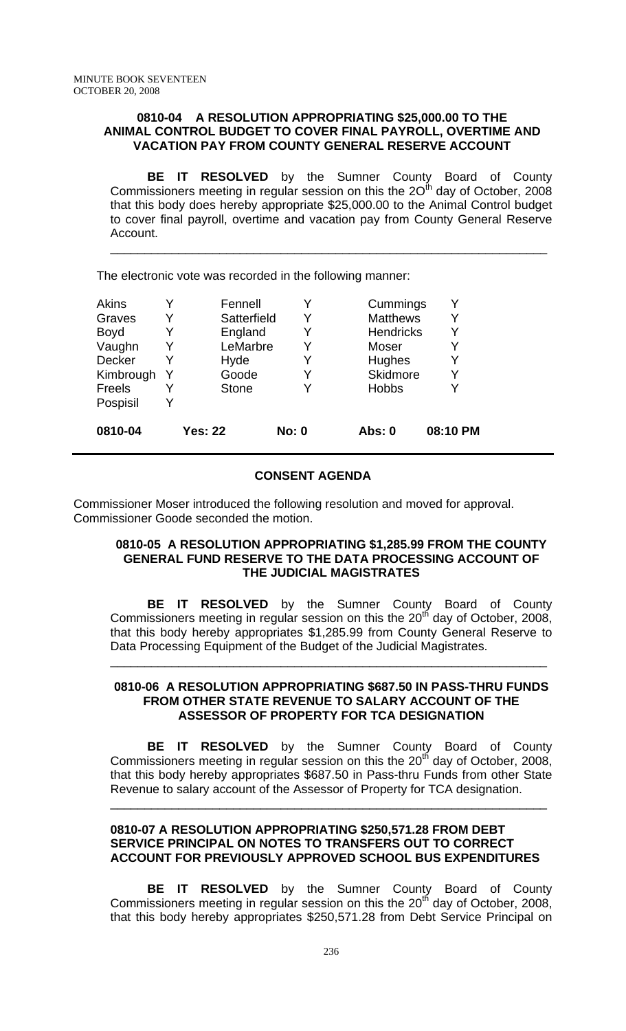**0810-04 A RESOLUTION APPROPRIATING $25,000.00 TO THE ANIMAL CONTROL BUDGET TO COVER FINAL PAYROLL, OVERTIME AND VACATION PAY FROM COUNTY GENERAL RESERVE ACCOUNT**

**BE IT RESOLVED** by the Sumner County Board of County Commissioners meeting in regular session on this the 2O[th] day of October, 2008 that this body does hereby appropriate $25,000.00 to the Animal Control budget to cover final payroll, overtime and vacation pay from County General Reserve Account.

---

The electronic vote was recorded in the following manner:

| | | | | | |
|---|---|---|---|---|---|
| Akins | Y | Fennell | Y | Cummings | Y |
| Graves | Y | Satterfield | Y | Matthews | Y |
| Boyd | Y | England | Y | Hendricks | Y |
| Vaughn | Y | LeMarbre | Y | Moser | Y |
| Decker | Y | Hyde | Y | Hughes | Y |
| Kimbrough | Y | Goode | Y | Skidmore | Y |
| Freels | Y | Stone | Y | Hobbs | Y |
| Pospisil | Y | | | | |

| 0810-04 | Yes: 22 | No: 0 | Abs: 0 | 08:10 PM |
|---|---|---|---|---|

**CONSENT AGENDA**

Commissioner Moser introduced the following resolution and moved for approval. Commissioner Goode seconded the motion.

**0810-05 A RESOLUTION APPROPRIATING $1,285.99 FROM THE COUNTY GENERAL FUND RESERVE TO THE DATA PROCESSING ACCOUNT OF THE JUDICIAL MAGISTRATES**

**BE IT RESOLVED** by the Sumner County Board of County Commissioners meeting in regular session on this the 20[th] day of October, 2008, that this body hereby appropriates $1,285.99 from County General Reserve to Data Processing Equipment of the Budget of the Judicial Magistrates.

---

**0810-06 A RESOLUTION APPROPRIATING $687.50 IN PASS-THRU FUNDS FROM OTHER STATE REVENUE TO SALARY ACCOUNT OF THE ASSESSOR OF PROPERTY FOR TCA DESIGNATION**

**BE IT RESOLVED** by the Sumner County Board of County Commissioners meeting in regular session on this the 20[th] day of October, 2008, that this body hereby appropriates $687.50 in Pass-thru Funds from other State Revenue to salary account of the Assessor of Property for TCA designation.

---

**0810-07 A RESOLUTION APPROPRIATING $250,571.28 FROM DEBT SERVICE PRINCIPAL ON NOTES TO TRANSFERS OUT TO CORRECT ACCOUNT FOR PREVIOUSLY APPROVED SCHOOL BUS EXPENDITURES**

**BE IT RESOLVED** by the Sumner County Board of County Commissioners meeting in regular session on this the 20[th] day of October, 2008, that this body hereby appropriates $250,571.28 from Debt Service Principal on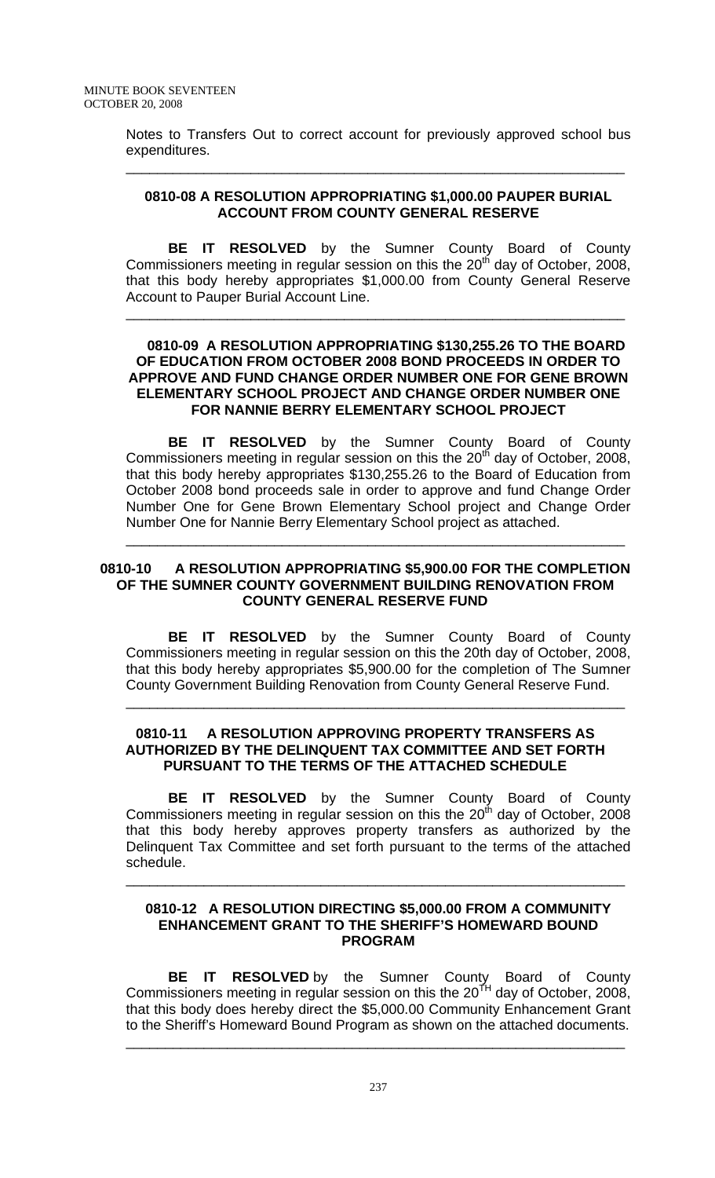Notes to Transfers Out to correct account for previously approved school bus expenditures.

---

**0810-08 A RESOLUTION APPROPRIATING $1,000.00 PAUPER BURIAL ACCOUNT FROM COUNTY GENERAL RESERVE**

**BE IT RESOLVED** by the Sumner County Board of County Commissioners meeting in regular session on this the 20th day of October, 2008, that this body hereby appropriates $1,000.00 from County General Reserve Account to Pauper Burial Account Line.

---

**0810-09 A RESOLUTION APPROPRIATING $130,255.26 TO THE BOARD OF EDUCATION FROM OCTOBER 2008 BOND PROCEEDS IN ORDER TO APPROVE AND FUND CHANGE ORDER NUMBER ONE FOR GENE BROWN ELEMENTARY SCHOOL PROJECT AND CHANGE ORDER NUMBER ONE FOR NANNIE BERRY ELEMENTARY SCHOOL PROJECT**

**BE IT RESOLVED** by the Sumner County Board of County Commissioners meeting in regular session on this the 20th day of October, 2008, that this body hereby appropriates $130,255.26 to the Board of Education from October 2008 bond proceeds sale in order to approve and fund Change Order Number One for Gene Brown Elementary School project and Change Order Number One for Nannie Berry Elementary School project as attached.

---

**0810-10 A RESOLUTION APPROPRIATING $5,900.00 FOR THE COMPLETION OF THE SUMNER COUNTY GOVERNMENT BUILDING RENOVATION FROM COUNTY GENERAL RESERVE FUND**

**BE IT RESOLVED** by the Sumner County Board of County Commissioners meeting in regular session on this the 20th day of October, 2008, that this body hereby appropriates $5,900.00 for the completion of The Sumner County Government Building Renovation from County General Reserve Fund.

---

**0810-11 A RESOLUTION APPROVING PROPERTY TRANSFERS AS AUTHORIZED BY THE DELINQUENT TAX COMMITTEE AND SET FORTH PURSUANT TO THE TERMS OF THE ATTACHED SCHEDULE**

**BE IT RESOLVED** by the Sumner County Board of County Commissioners meeting in regular session on this the 20th day of October, 2008 that this body hereby approves property transfers as authorized by the Delinquent Tax Committee and set forth pursuant to the terms of the attached schedule.

---

**0810-12 A RESOLUTION DIRECTING $5,000.00 FROM A COMMUNITY ENHANCEMENT GRANT TO THE SHERIFF'S HOMEWARD BOUND PROGRAM**

**BE IT RESOLVED** by the Sumner County Board of County Commissioners meeting in regular session on this the 20TH day of October, 2008, that this body does hereby direct the $5,000.00 Community Enhancement Grant to the Sheriff's Homeward Bound Program as shown on the attached documents.

---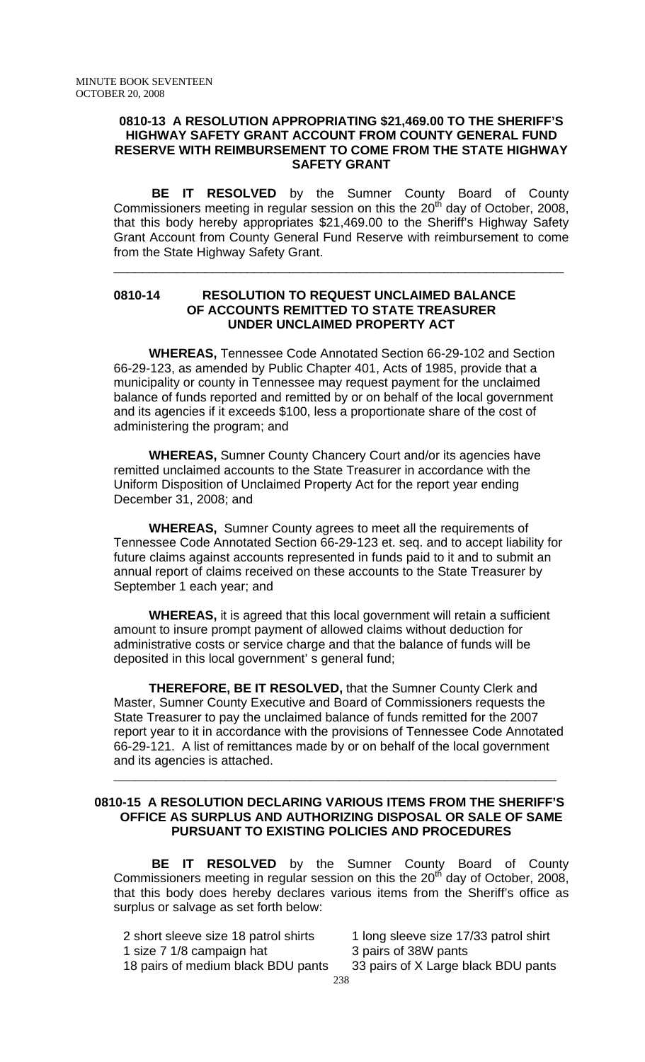**0810-13 A RESOLUTION APPROPRIATING $21,469.00 TO THE SHERIFF'S HIGHWAY SAFETY GRANT ACCOUNT FROM COUNTY GENERAL FUND RESERVE WITH REIMBURSEMENT TO COME FROM THE STATE HIGHWAY SAFETY GRANT**

**BE IT RESOLVED** by the Sumner County Board of County Commissioners meeting in regular session on this the 20th day of October, 2008, that this body hereby appropriates $21,469.00 to the Sheriff's Highway Safety Grant Account from County General Fund Reserve with reimbursement to come from the State Highway Safety Grant.

---

**0810-14 RESOLUTION TO REQUEST UNCLAIMED BALANCE OF ACCOUNTS REMITTED TO STATE TREASURER UNDER UNCLAIMED PROPERTY ACT**

**WHEREAS,** Tennessee Code Annotated Section 66-29-102 and Section 66-29-123, as amended by Public Chapter 401, Acts of 1985, provide that a municipality or county in Tennessee may request payment for the unclaimed balance of funds reported and remitted by or on behalf of the local government and its agencies if it exceeds $100, less a proportionate share of the cost of administering the program; and

**WHEREAS,** Sumner County Chancery Court and/or its agencies have remitted unclaimed accounts to the State Treasurer in accordance with the Uniform Disposition of Unclaimed Property Act for the report year ending December 31, 2008; and

**WHEREAS,** Sumner County agrees to meet all the requirements of Tennessee Code Annotated Section 66-29-123 et. seq. and to accept liability for future claims against accounts represented in funds paid to it and to submit an annual report of claims received on these accounts to the State Treasurer by September 1 each year; and

**WHEREAS,** it is agreed that this local government will retain a sufficient amount to insure prompt payment of allowed claims without deduction for administrative costs or service charge and that the balance of funds will be deposited in this local government' s general fund;

**THEREFORE, BE IT RESOLVED,** that the Sumner County Clerk and Master, Sumner County Executive and Board of Commissioners requests the State Treasurer to pay the unclaimed balance of funds remitted for the 2007 report year to it in accordance with the provisions of Tennessee Code Annotated 66-29-121. A list of remittances made by or on behalf of the local government and its agencies is attached.

---

**0810-15 A RESOLUTION DECLARING VARIOUS ITEMS FROM THE SHERIFF'S OFFICE AS SURPLUS AND AUTHORIZING DISPOSAL OR SALE OF SAME PURSUANT TO EXISTING POLICIES AND PROCEDURES**

**BE IT RESOLVED** by the Sumner County Board of County Commissioners meeting in regular session on this the 20th day of October, 2008, that this body does hereby declares various items from the Sheriff's office as surplus or salvage as set forth below:

| | |
|---|---|
| 2 short sleeve size 18 patrol shirts | 1 long sleeve size 17/33 patrol shirt |
| 1 size 7 1/8 campaign hat | 3 pairs of 38W pants |
| 18 pairs of medium black BDU pants | 33 pairs of X Large black BDU pants |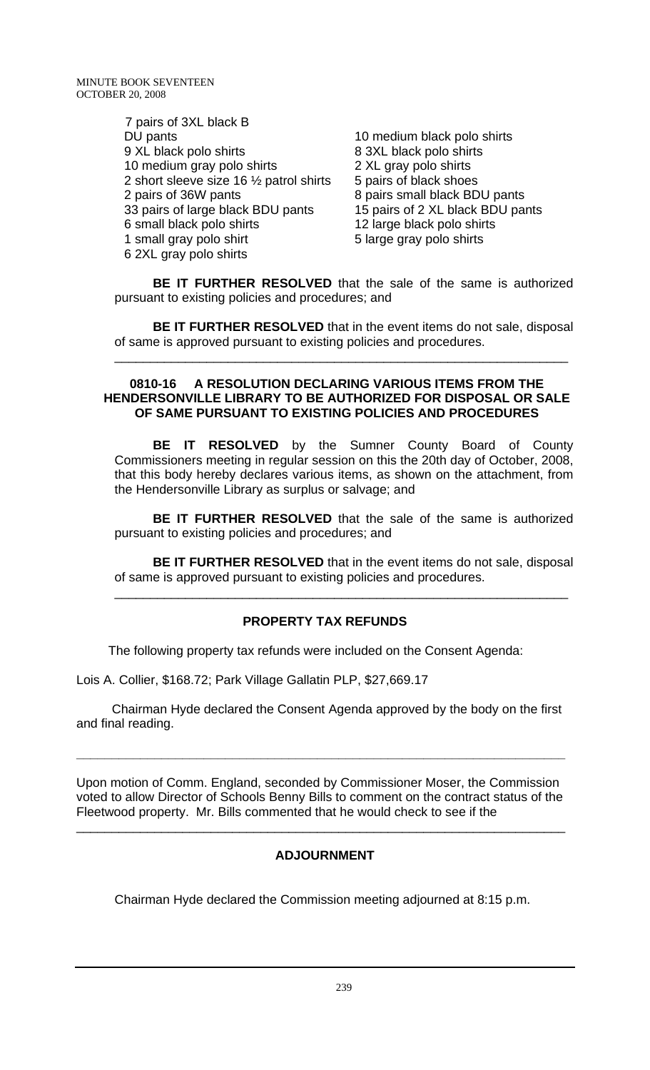7 pairs of 3XL black BDU pants
9 XL black polo shirts
10 medium gray polo shirts
2 short sleeve size 16 ½ patrol shirts
2 pairs of 36W pants
33 pairs of large black BDU pants
6 small black polo shirts
1 small gray polo shirt
6 2XL gray polo shirts
10 medium black polo shirts
8 3XL black polo shirts
2 XL gray polo shirts
5 pairs of black shoes
8 pairs small black BDU pants
15 pairs of 2 XL black BDU pants
12 large black polo shirts
5 large gray polo shirts

**BE IT FURTHER RESOLVED** that the sale of the same is authorized pursuant to existing policies and procedures; and

**BE IT FURTHER RESOLVED** that in the event items do not sale, disposal of same is approved pursuant to existing policies and procedures.

---

### 0810-16 A RESOLUTION DECLARING VARIOUS ITEMS FROM THE HENDERSONVILLE LIBRARY TO BE AUTHORIZED FOR DISPOSAL OR SALE OF SAME PURSUANT TO EXISTING POLICIES AND PROCEDURES

**BE IT RESOLVED** by the Sumner County Board of County Commissioners meeting in regular session on this the 20th day of October, 2008, that this body hereby declares various items, as shown on the attachment, from the Hendersonville Library as surplus or salvage; and

**BE IT FURTHER RESOLVED** that the sale of the same is authorized pursuant to existing policies and procedures; and

**BE IT FURTHER RESOLVED** that in the event items do not sale, disposal of same is approved pursuant to existing policies and procedures.

---

## PROPERTY TAX REFUNDS

The following property tax refunds were included on the Consent Agenda:

Lois A. Collier, $168.72; Park Village Gallatin PLP, $27,669.17

Chairman Hyde declared the Consent Agenda approved by the body on the first and final reading.

---

Upon motion of Comm. England, seconded by Commissioner Moser, the Commission voted to allow Director of Schools Benny Bills to comment on the contract status of the Fleetwood property. Mr. Bills commented that he would check to see if the

---

## ADJOURNMENT

Chairman Hyde declared the Commission meeting adjourned at 8:15 p.m.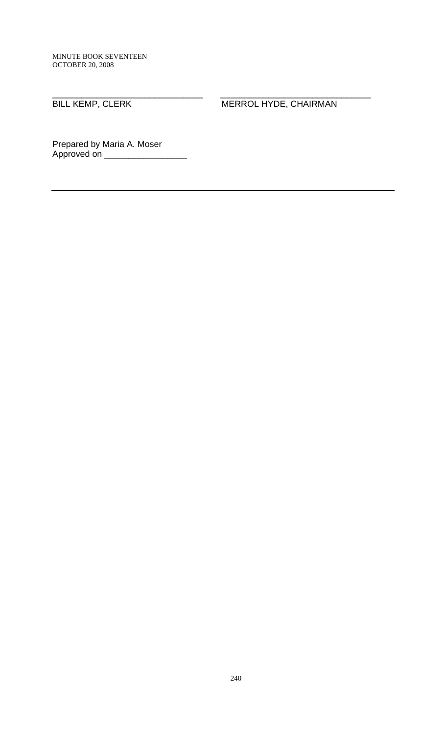_______________________________ _______________________________
BILL KEMP, CLERK MERROL HYDE, CHAIRMAN

Prepared by Maria A. Moser
Approved on ________________

---